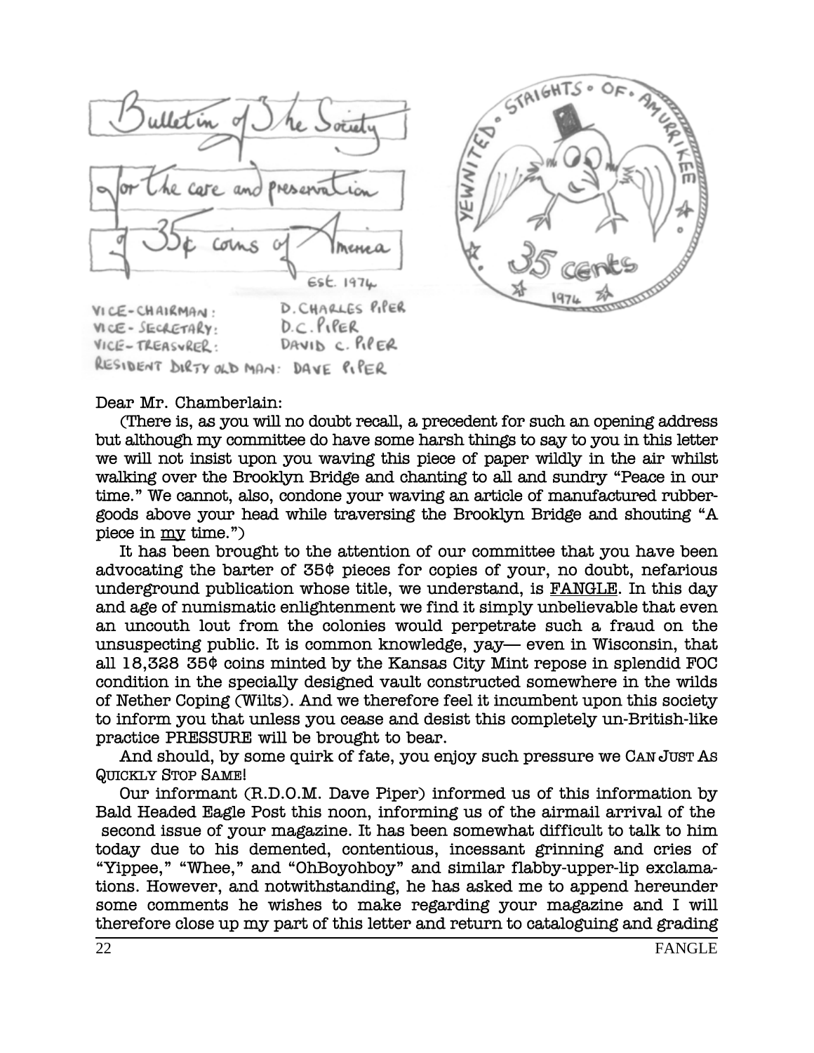Bulletin of The Society for the care and preservation of 35¢ coins of America

Est. 1974

YEWNITED • STAIGHTS • OF • AMURRIKEE

35 cents

1974

VICE-CHAIRMAN: D. CHARLES PIPER
VICE-SECRETARY: D.C. PIPER
VICE-TREASURER: DAVID C. PIPER
RESIDENT DIRTY OLD MAN: DAVE PIPER

Dear Mr. Chamberlain:

(There is, as you will no doubt recall, a precedent for such an opening address but although my committee do have some harsh things to say to you in this letter we will not insist upon you waving this piece of paper wildly in the air whilst walking over the Brooklyn Bridge and chanting to all and sundry "Peace in our time." We cannot, also, condone your waving an article of manufactured rubber-goods above your head while traversing the Brooklyn Bridge and shouting "A piece in my time.")

It has been brought to the attention of our committee that you have been advocating the barter of 35¢ pieces for copies of your, no doubt, nefarious underground publication whose title, we understand, is FANGLE. In this day and age of numismatic enlightenment we find it simply unbelievable that even an uncouth lout from the colonies would perpetrate such a fraud on the unsuspecting public. It is common knowledge, yay— even in Wisconsin, that all 18,328 35¢ coins minted by the Kansas City Mint repose in splendid FOC condition in the specially designed vault constructed somewhere in the wilds of Nether Coping (Wilts). And we therefore feel it incumbent upon this society to inform you that unless you cease and desist this completely un-British-like practice PRESSURE will be brought to bear.

And should, by some quirk of fate, you enjoy such pressure we CAN JUST AS QUICKLY STOP SAME!

Our informant (R.D.O.M. Dave Piper) informed us of this information by Bald Headed Eagle Post this noon, informing us of the airmail arrival of the second issue of your magazine. It has been somewhat difficult to talk to him today due to his demented, contentious, incessant grinning and cries of "Yippee," "Whee," and "OhBoyohboy" and similar flabby-upper-lip exclamations. However, and notwithstanding, he has asked me to append hereunder some comments he wishes to make regarding your magazine and I will therefore close up my part of this letter and return to cataloguing and grading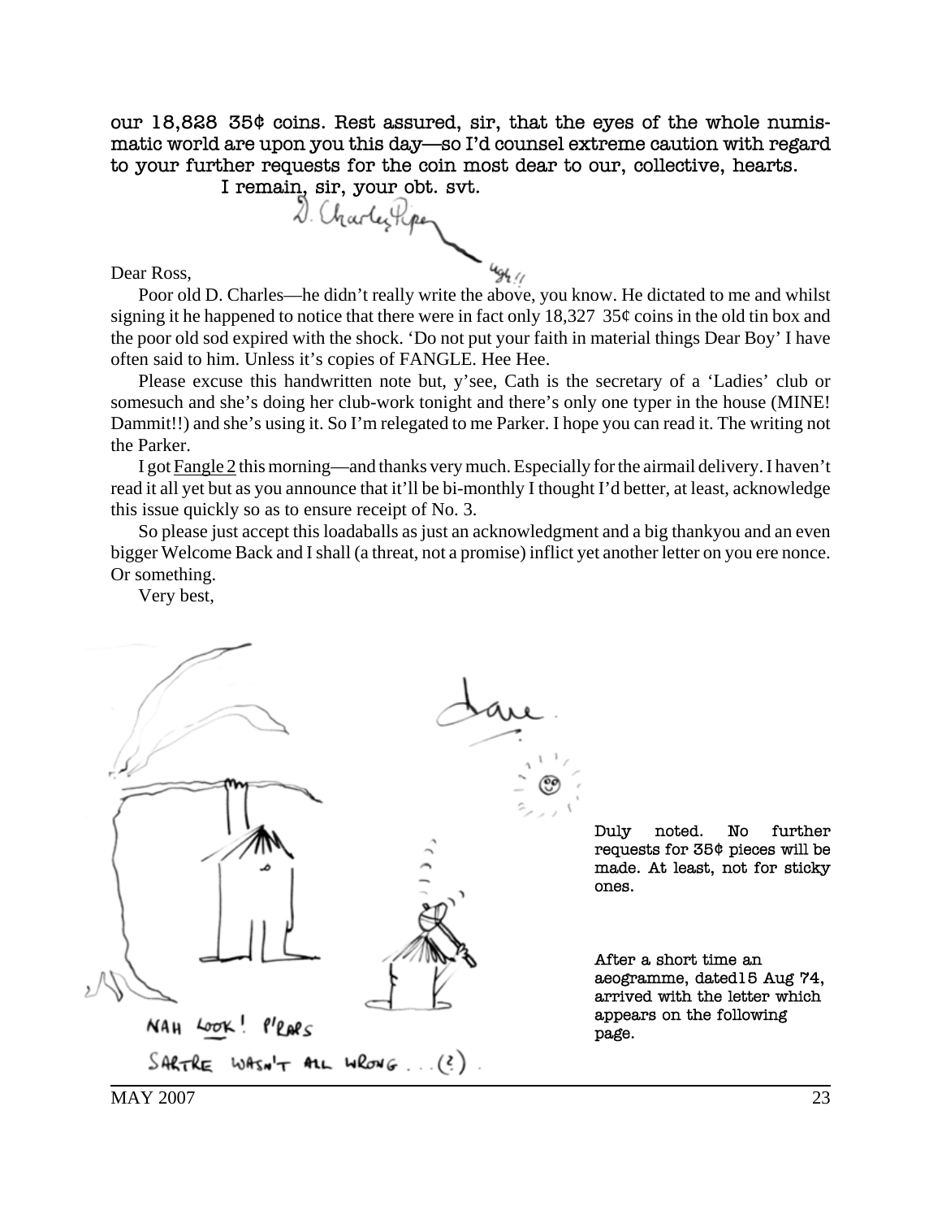our 18,828 35¢ coins. Rest assured, sir, that the eyes of the whole numismatic world are upon you this day—so I'd counsel extreme caution with regard to your further requests for the coin most dear to our, collective, hearts.

I remain, sir, your obt. svt.

D. Charles Piper

Dear Ross,

Poor old D. Charles—he didn't really write the above, you know. He dictated to me and whilst signing it he happened to notice that there were in fact only 18,327 35¢ coins in the old tin box and the poor old sod expired with the shock. 'Do not put your faith in material things Dear Boy' I have often said to him. Unless it's copies of FANGLE. Hee Hee.

Please excuse this handwritten note but, y'see, Cath is the secretary of a 'Ladies' club or somesuch and she's doing her club-work tonight and there's only one typer in the house (MINE! Dammit!!) and she's using it. So I'm relegated to me Parker. I hope you can read it. The writing not the Parker.

I got Fangle 2 this morning—and thanks very much. Especially for the airmail delivery. I haven't read it all yet but as you announce that it'll be bi-monthly I thought I'd better, at least, acknowledge this issue quickly so as to ensure receipt of No. 3.

So please just accept this loadaballs as just an acknowledgment and a big thankyou and an even bigger Welcome Back and I shall (a threat, not a promise) inflict yet another letter on you ere nonce. Or something.

Very best,

Dave.

NAH LOOK! P'RAPS SARTRE WASN'T ALL WRONG . . . (?).

Duly noted. No further requests for 35¢ pieces will be made. At least, not for sticky ones.

After a short time an aeogramme, dated 15 Aug 74, arrived with the letter which appears on the following page.